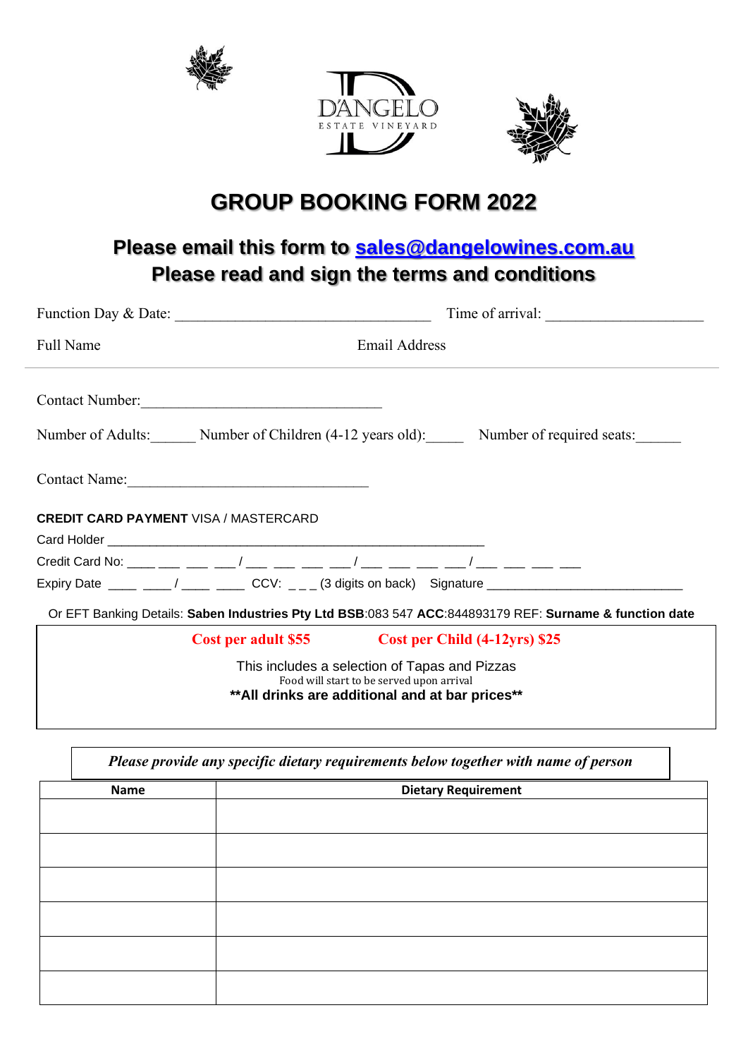D'ANGELO
ESTATE VINEYARD

# GROUP BOOKING FORM 2022

## Please email this form to sales@dangelowines.com.au
## Please read and sign the terms and conditions

Function Day & Date: ________________________________ Time of arrival: ____________________

Full Name Email Address

---

Contact Number:______________________________

Number of Adults:______ Number of Children (4-12 years old):_____ Number of required seats:______

Contact Name:______________________________

**CREDIT CARD PAYMENT** VISA / MASTERCARD

Card Holder ________________________________________________

Credit Card No: ___ ___ ___ ___/ ___ ___ ___ ___/ ___ ___ ___ ___/ ___ ___ ___ ___

Expiry Date ____ ____/ ____ ____ CCV: _ _ _ (3 digits on back) Signature __________________________

Or EFT Banking Details: **Saben Industries Pty Ltd BSB**:083 547 **ACC**:844893179 REF: **Surname & function date**

**Cost per adult $55** **Cost per Child (4-12yrs) $25**

This includes a selection of Tapas and Pizzas

Food will start to be served upon arrival

**\*\*All drinks are additional and at bar prices\*\***

***Please provide any specific dietary requirements below together with name of person***

| Name | Dietary Requirement |
|---|---|
| | |
| | |
| | |
| | |
| | |
| | |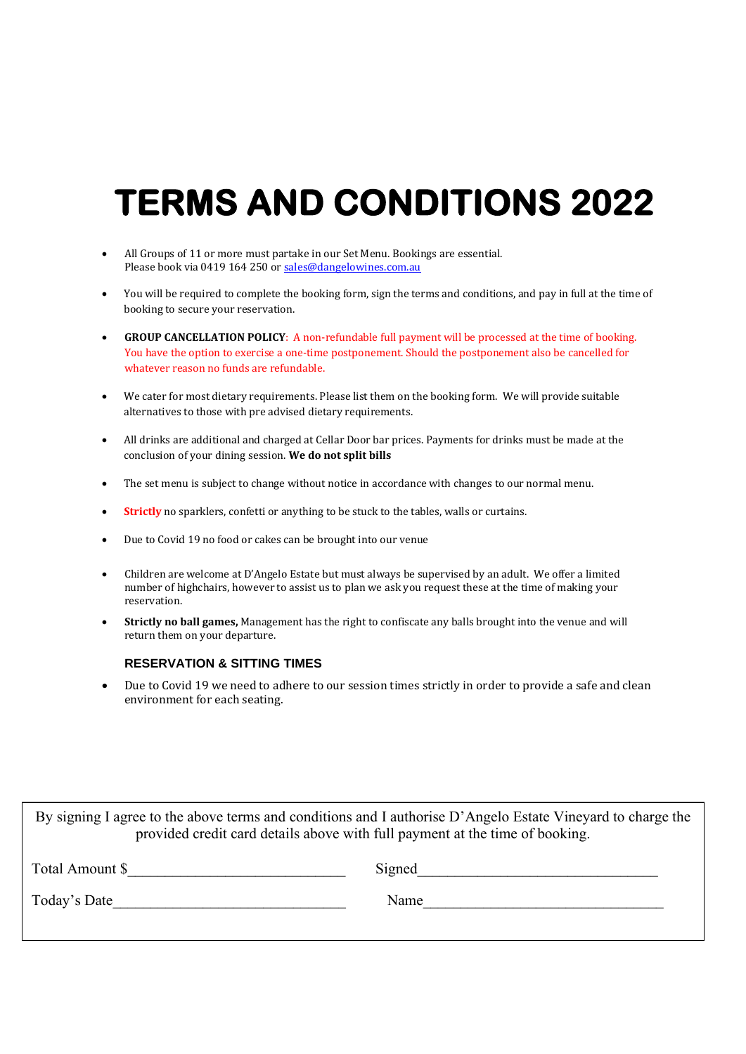# TERMS AND CONDITIONS 2022

- All Groups of 11 or more must partake in our Set Menu. Bookings are essential.
  Please book via 0419 164 250 or sales@dangelowines.com.au

- You will be required to complete the booking form, sign the terms and conditions, and pay in full at the time of booking to secure your reservation.

- **GROUP CANCELLATION POLICY**: A non-refundable full payment will be processed at the time of booking. You have the option to exercise a one-time postponement. Should the postponement also be cancelled for whatever reason no funds are refundable.

- We cater for most dietary requirements. Please list them on the booking form. We will provide suitable alternatives to those with pre advised dietary requirements.

- All drinks are additional and charged at Cellar Door bar prices. Payments for drinks must be made at the conclusion of your dining session. **We do not split bills**

- The set menu is subject to change without notice in accordance with changes to our normal menu.

- **Strictly** no sparklers, confetti or anything to be stuck to the tables, walls or curtains.

- Due to Covid 19 no food or cakes can be brought into our venue

- Children are welcome at D'Angelo Estate but must always be supervised by an adult. We offer a limited number of highchairs, however to assist us to plan we ask you request these at the time of making your reservation.

- **Strictly no ball games,** Management has the right to confiscate any balls brought into the venue and will return them on your departure.

### RESERVATION & SITTING TIMES

- Due to Covid 19 we need to adhere to our session times strictly in order to provide a safe and clean environment for each seating.

By signing I agree to the above terms and conditions and I authorise D'Angelo Estate Vineyard to charge the provided credit card details above with full payment at the time of booking.

Total Amount $______________________________ Signed________________________________

Today's Date_______________________________ Name_________________________________